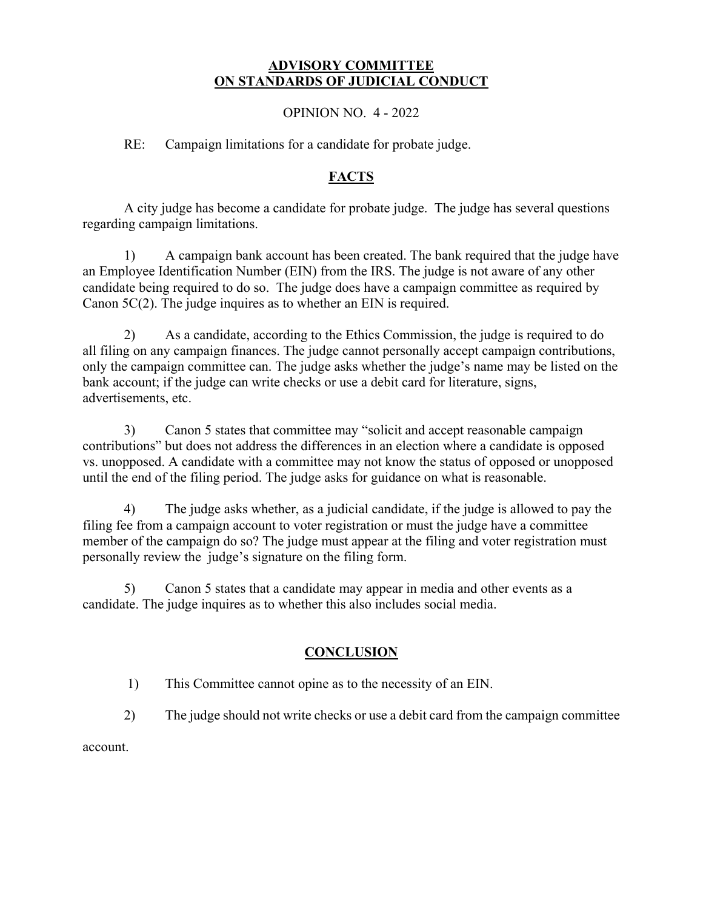**ADVISORY COMMITTEE**
**ON STANDARDS OF JUDICIAL CONDUCT**

OPINION NO. 4 - 2022

RE: Campaign limitations for a candidate for probate judge.

## FACTS

A city judge has become a candidate for probate judge. The judge has several questions regarding campaign limitations.

1) A campaign bank account has been created. The bank required that the judge have an Employee Identification Number (EIN) from the IRS. The judge is not aware of any other candidate being required to do so. The judge does have a campaign committee as required by Canon 5C(2). The judge inquires as to whether an EIN is required.

2) As a candidate, according to the Ethics Commission, the judge is required to do all filing on any campaign finances. The judge cannot personally accept campaign contributions, only the campaign committee can. The judge asks whether the judge's name may be listed on the bank account; if the judge can write checks or use a debit card for literature, signs, advertisements, etc.

3) Canon 5 states that committee may "solicit and accept reasonable campaign contributions" but does not address the differences in an election where a candidate is opposed vs. unopposed. A candidate with a committee may not know the status of opposed or unopposed until the end of the filing period. The judge asks for guidance on what is reasonable.

4) The judge asks whether, as a judicial candidate, if the judge is allowed to pay the filing fee from a campaign account to voter registration or must the judge have a committee member of the campaign do so? The judge must appear at the filing and voter registration must personally review the judge's signature on the filing form.

5) Canon 5 states that a candidate may appear in media and other events as a candidate. The judge inquires as to whether this also includes social media.

## CONCLUSION

1) This Committee cannot opine as to the necessity of an EIN.

2) The judge should not write checks or use a debit card from the campaign committee account.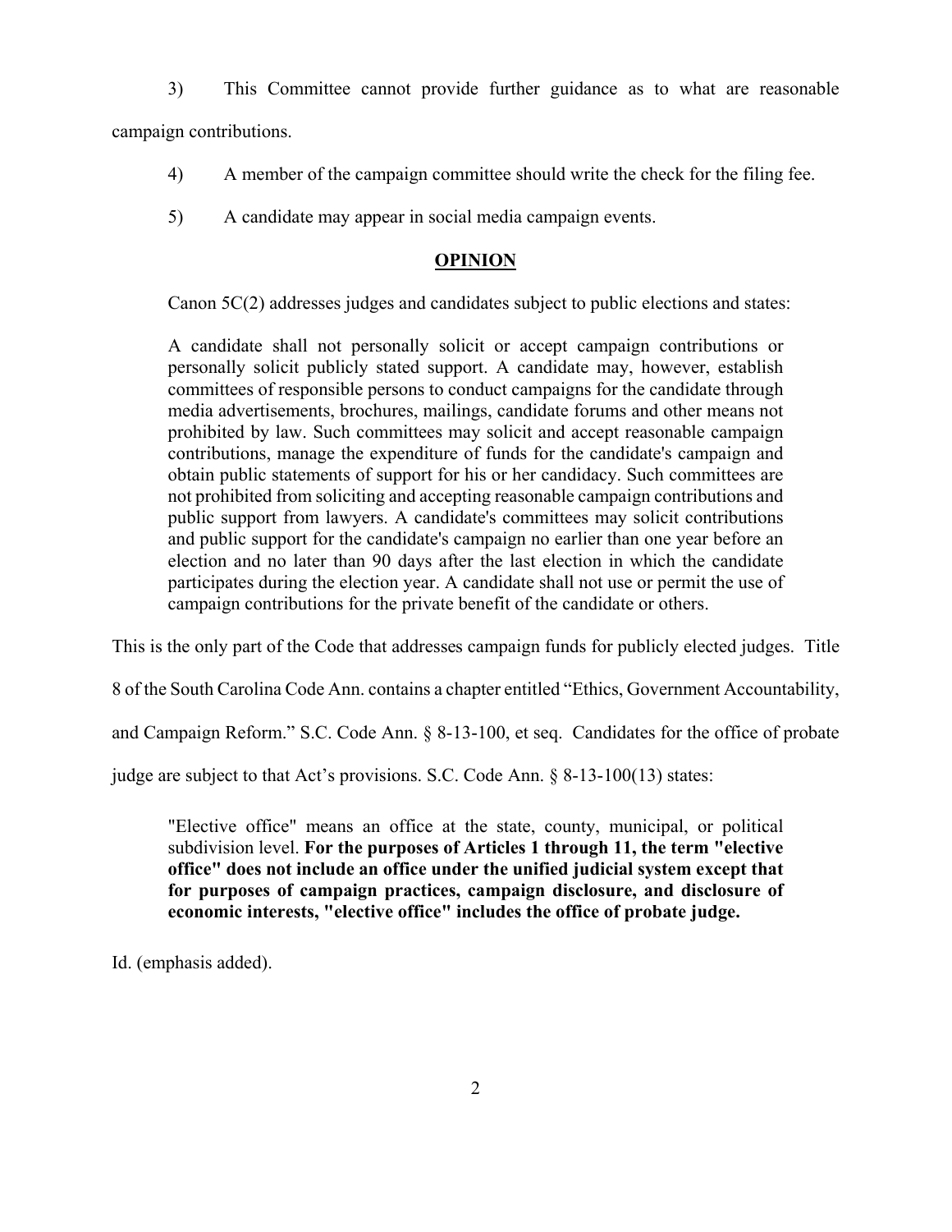3) This Committee cannot provide further guidance as to what are reasonable campaign contributions.

4) A member of the campaign committee should write the check for the filing fee.

5) A candidate may appear in social media campaign events.

## OPINION

Canon 5C(2) addresses judges and candidates subject to public elections and states:

> A candidate shall not personally solicit or accept campaign contributions or personally solicit publicly stated support. A candidate may, however, establish committees of responsible persons to conduct campaigns for the candidate through media advertisements, brochures, mailings, candidate forums and other means not prohibited by law. Such committees may solicit and accept reasonable campaign contributions, manage the expenditure of funds for the candidate's campaign and obtain public statements of support for his or her candidacy. Such committees are not prohibited from soliciting and accepting reasonable campaign contributions and public support from lawyers. A candidate's committees may solicit contributions and public support for the candidate's campaign no earlier than one year before an election and no later than 90 days after the last election in which the candidate participates during the election year. A candidate shall not use or permit the use of campaign contributions for the private benefit of the candidate or others.

This is the only part of the Code that addresses campaign funds for publicly elected judges. Title 8 of the South Carolina Code Ann. contains a chapter entitled "Ethics, Government Accountability, and Campaign Reform." S.C. Code Ann. § 8-13-100, et seq. Candidates for the office of probate judge are subject to that Act's provisions. S.C. Code Ann. § 8-13-100(13) states:

> "Elective office" means an office at the state, county, municipal, or political subdivision level. **For the purposes of Articles 1 through 11, the term "elective office" does not include an office under the unified judicial system except that for purposes of campaign practices, campaign disclosure, and disclosure of economic interests, "elective office" includes the office of probate judge.**

Id. (emphasis added).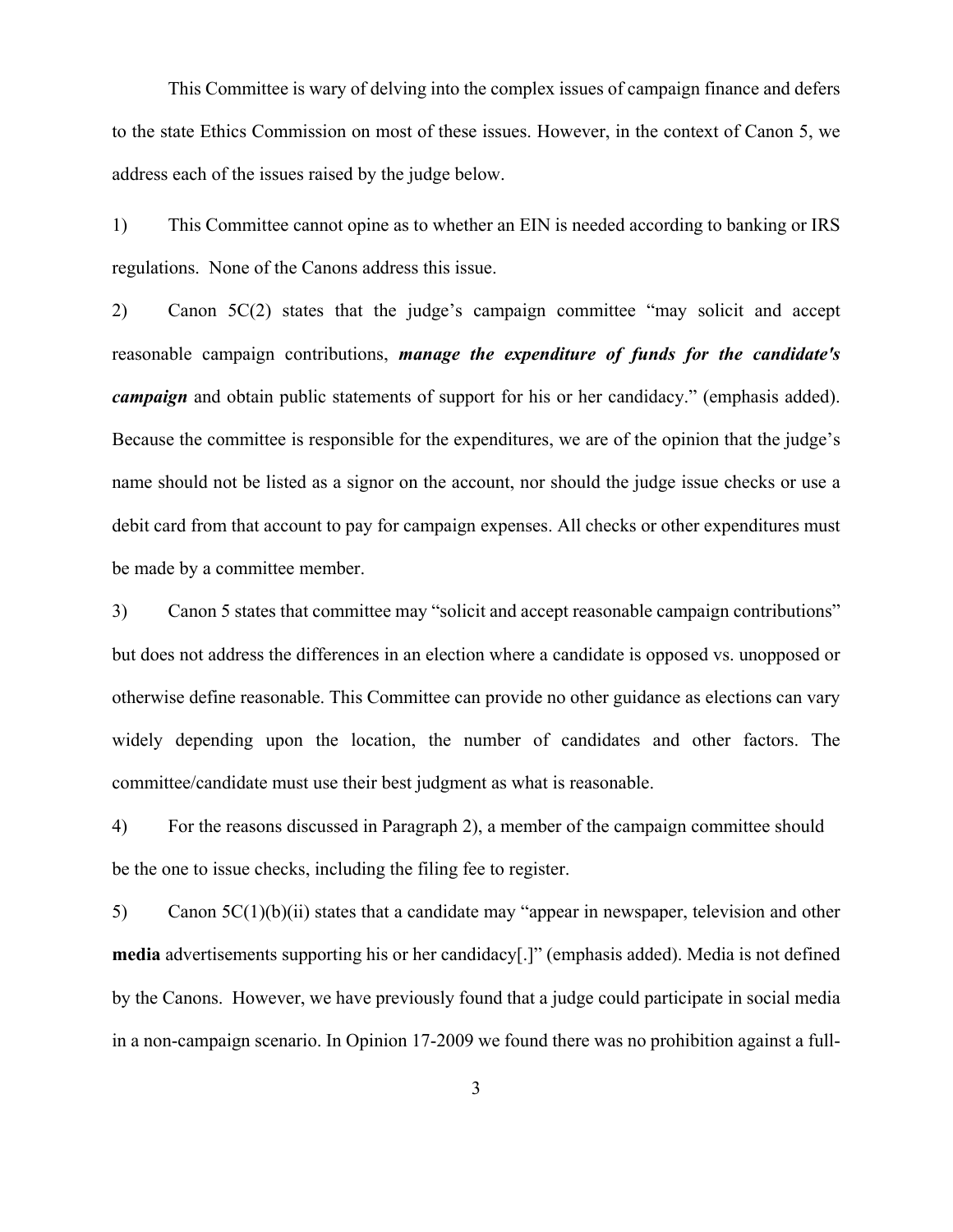This Committee is wary of delving into the complex issues of campaign finance and defers to the state Ethics Commission on most of these issues. However, in the context of Canon 5, we address each of the issues raised by the judge below.

1) This Committee cannot opine as to whether an EIN is needed according to banking or IRS regulations. None of the Canons address this issue.

2) Canon 5C(2) states that the judge's campaign committee "may solicit and accept reasonable campaign contributions, ***manage the expenditure of funds for the candidate's campaign*** and obtain public statements of support for his or her candidacy." (emphasis added). Because the committee is responsible for the expenditures, we are of the opinion that the judge's name should not be listed as a signor on the account, nor should the judge issue checks or use a debit card from that account to pay for campaign expenses. All checks or other expenditures must be made by a committee member.

3) Canon 5 states that committee may "solicit and accept reasonable campaign contributions" but does not address the differences in an election where a candidate is opposed vs. unopposed or otherwise define reasonable. This Committee can provide no other guidance as elections can vary widely depending upon the location, the number of candidates and other factors. The committee/candidate must use their best judgment as what is reasonable.

4) For the reasons discussed in Paragraph 2), a member of the campaign committee should be the one to issue checks, including the filing fee to register.

5) Canon 5C(1)(b)(ii) states that a candidate may "appear in newspaper, television and other **media** advertisements supporting his or her candidacy[.]" (emphasis added). Media is not defined by the Canons. However, we have previously found that a judge could participate in social media in a non-campaign scenario. In Opinion 17-2009 we found there was no prohibition against a full-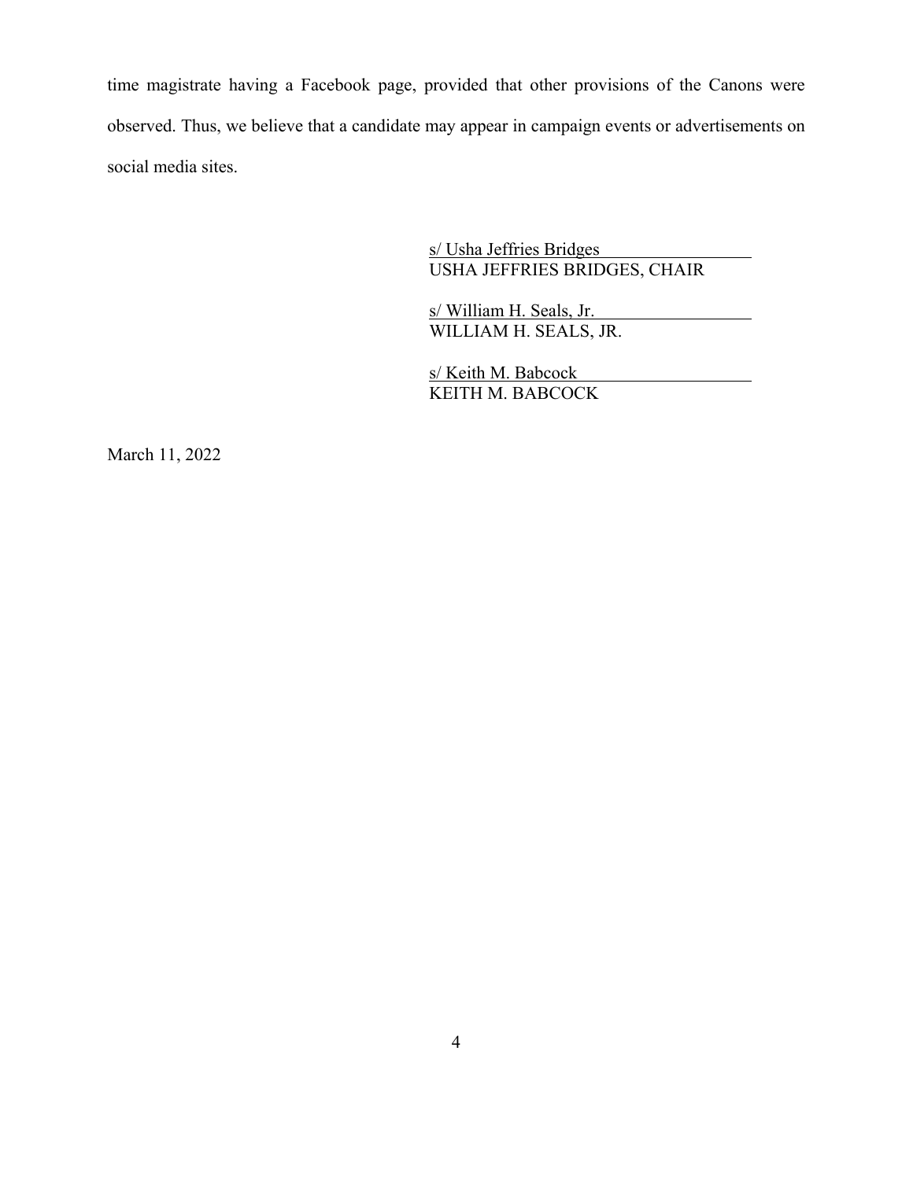time magistrate having a Facebook page, provided that other provisions of the Canons were observed. Thus, we believe that a candidate may appear in campaign events or advertisements on social media sites.

s/ Usha Jeffries Bridges
USHA JEFFRIES BRIDGES, CHAIR

s/ William H. Seals, Jr.
WILLIAM H. SEALS, JR.

s/ Keith M. Babcock
KEITH M. BABCOCK

March 11, 2022